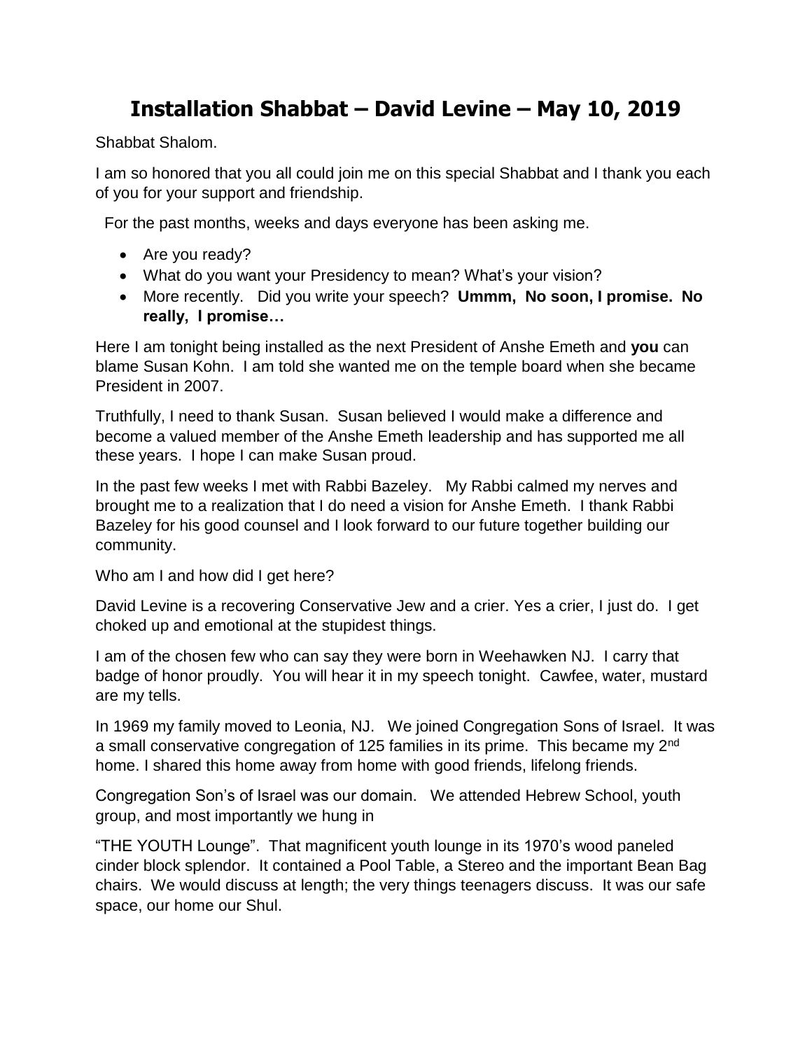# Installation Shabbat – David Levine – May 10, 2019

Shabbat Shalom.

I am so honored that you all could join me on this special Shabbat and I thank you each of you for your support and friendship.

For the past months, weeks and days everyone has been asking me.

- Are you ready?
- What do you want your Presidency to mean? What's your vision?
- More recently. Did you write your speech? **Ummm, No soon, I promise. No really, I promise…**

Here I am tonight being installed as the next President of Anshe Emeth and **you** can blame Susan Kohn. I am told she wanted me on the temple board when she became President in 2007.

Truthfully, I need to thank Susan. Susan believed I would make a difference and become a valued member of the Anshe Emeth leadership and has supported me all these years. I hope I can make Susan proud.

In the past few weeks I met with Rabbi Bazeley. My Rabbi calmed my nerves and brought me to a realization that I do need a vision for Anshe Emeth. I thank Rabbi Bazeley for his good counsel and I look forward to our future together building our community.

Who am I and how did I get here?

David Levine is a recovering Conservative Jew and a crier. Yes a crier, I just do. I get choked up and emotional at the stupidest things.

I am of the chosen few who can say they were born in Weehawken NJ. I carry that badge of honor proudly. You will hear it in my speech tonight. Cawfee, water, mustard are my tells.

In 1969 my family moved to Leonia, NJ. We joined Congregation Sons of Israel. It was a small conservative congregation of 125 families in its prime. This became my 2nd home. I shared this home away from home with good friends, lifelong friends.

Congregation Son's of Israel was our domain. We attended Hebrew School, youth group, and most importantly we hung in

"THE YOUTH Lounge". That magnificent youth lounge in its 1970's wood paneled cinder block splendor. It contained a Pool Table, a Stereo and the important Bean Bag chairs. We would discuss at length; the very things teenagers discuss. It was our safe space, our home our Shul.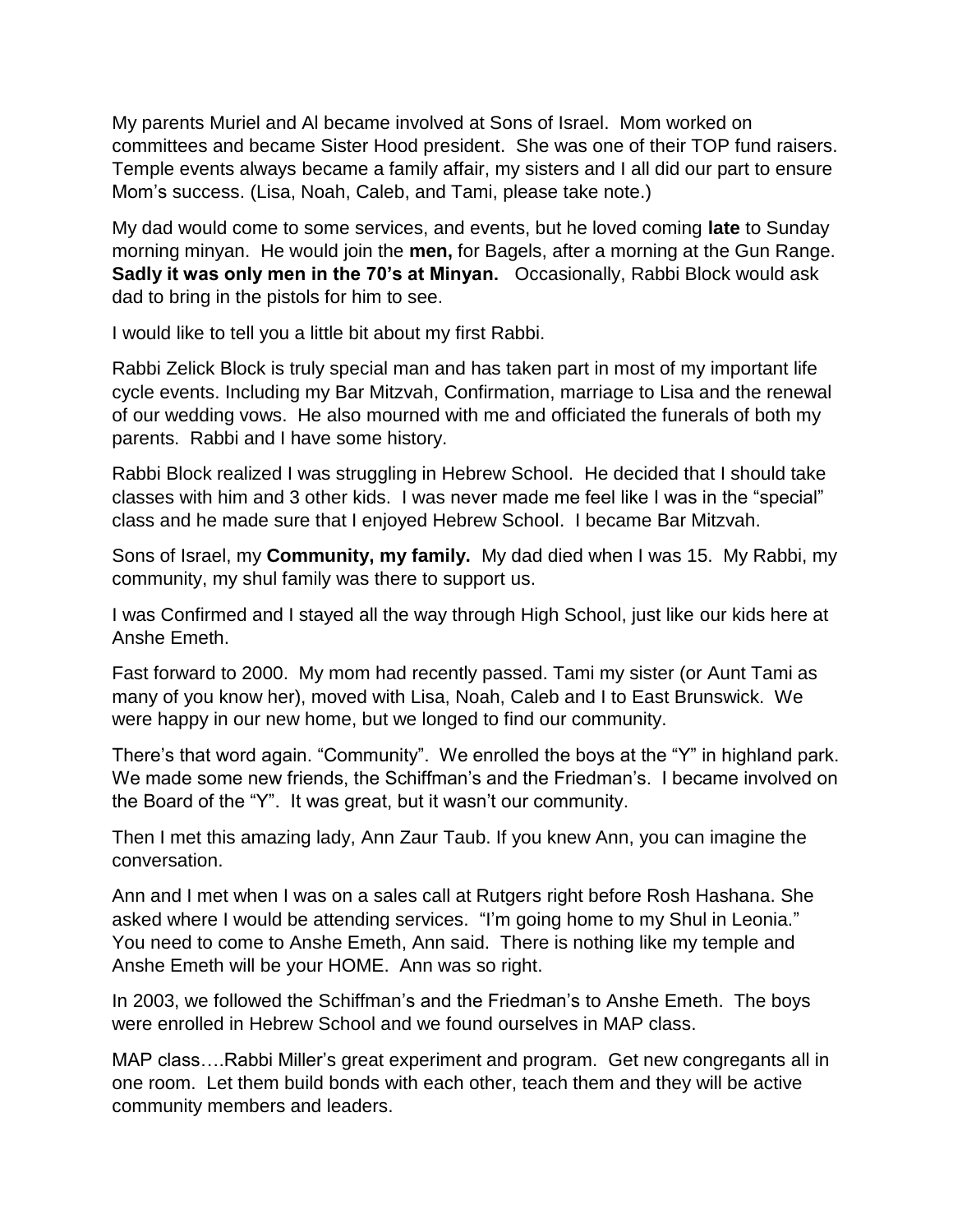My parents Muriel and Al became involved at Sons of Israel. Mom worked on committees and became Sister Hood president. She was one of their TOP fund raisers. Temple events always became a family affair, my sisters and I all did our part to ensure Mom's success. (Lisa, Noah, Caleb, and Tami, please take note.)

My dad would come to some services, and events, but he loved coming **late** to Sunday morning minyan. He would join the **men,** for Bagels, after a morning at the Gun Range. **Sadly it was only men in the 70's at Minyan.** Occasionally, Rabbi Block would ask dad to bring in the pistols for him to see.

I would like to tell you a little bit about my first Rabbi.

Rabbi Zelick Block is truly special man and has taken part in most of my important life cycle events. Including my Bar Mitzvah, Confirmation, marriage to Lisa and the renewal of our wedding vows. He also mourned with me and officiated the funerals of both my parents. Rabbi and I have some history.

Rabbi Block realized I was struggling in Hebrew School. He decided that I should take classes with him and 3 other kids. I was never made me feel like I was in the "special" class and he made sure that I enjoyed Hebrew School. I became Bar Mitzvah.

Sons of Israel, my **Community, my family.** My dad died when I was 15. My Rabbi, my community, my shul family was there to support us.

I was Confirmed and I stayed all the way through High School, just like our kids here at Anshe Emeth.

Fast forward to 2000. My mom had recently passed. Tami my sister (or Aunt Tami as many of you know her), moved with Lisa, Noah, Caleb and I to East Brunswick. We were happy in our new home, but we longed to find our community.

There's that word again. "Community". We enrolled the boys at the "Y" in highland park. We made some new friends, the Schiffman's and the Friedman's. I became involved on the Board of the "Y". It was great, but it wasn't our community.

Then I met this amazing lady, Ann Zaur Taub. If you knew Ann, you can imagine the conversation.

Ann and I met when I was on a sales call at Rutgers right before Rosh Hashana. She asked where I would be attending services. "I'm going home to my Shul in Leonia." You need to come to Anshe Emeth, Ann said. There is nothing like my temple and Anshe Emeth will be your HOME. Ann was so right.

In 2003, we followed the Schiffman's and the Friedman's to Anshe Emeth. The boys were enrolled in Hebrew School and we found ourselves in MAP class.

MAP class….Rabbi Miller's great experiment and program. Get new congregants all in one room. Let them build bonds with each other, teach them and they will be active community members and leaders.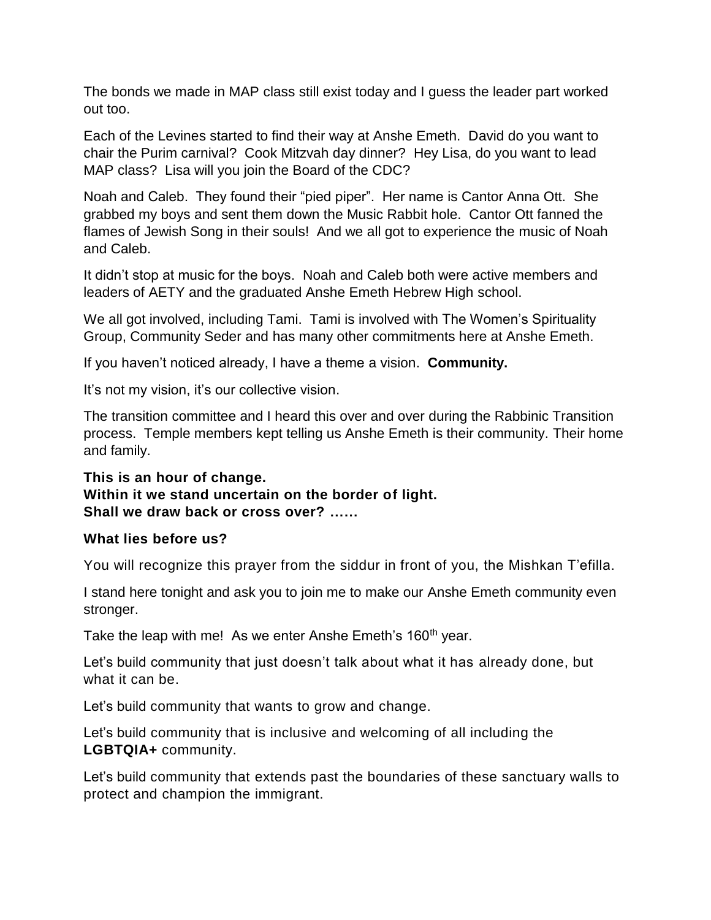The bonds we made in MAP class still exist today and I guess the leader part worked out too.

Each of the Levines started to find their way at Anshe Emeth. David do you want to chair the Purim carnival? Cook Mitzvah day dinner? Hey Lisa, do you want to lead MAP class? Lisa will you join the Board of the CDC?

Noah and Caleb. They found their "pied piper". Her name is Cantor Anna Ott. She grabbed my boys and sent them down the Music Rabbit hole. Cantor Ott fanned the flames of Jewish Song in their souls! And we all got to experience the music of Noah and Caleb.

It didn't stop at music for the boys. Noah and Caleb both were active members and leaders of AETY and the graduated Anshe Emeth Hebrew High school.

We all got involved, including Tami. Tami is involved with The Women's Spirituality Group, Community Seder and has many other commitments here at Anshe Emeth.

If you haven't noticed already, I have a theme a vision. **Community.**

It's not my vision, it's our collective vision.

The transition committee and I heard this over and over during the Rabbinic Transition process. Temple members kept telling us Anshe Emeth is their community. Their home and family.

**This is an hour of change.**
**Within it we stand uncertain on the border of light.**
**Shall we draw back or cross over? ……**

**What lies before us?**

You will recognize this prayer from the siddur in front of you, the Mishkan T'efilla.

I stand here tonight and ask you to join me to make our Anshe Emeth community even stronger.

Take the leap with me! As we enter Anshe Emeth's 160th year.

Let's build community that just doesn't talk about what it has already done, but what it can be.

Let's build community that wants to grow and change.

Let's build community that is inclusive and welcoming of all including the **LGBTQIA+** community.

Let's build community that extends past the boundaries of these sanctuary walls to protect and champion the immigrant.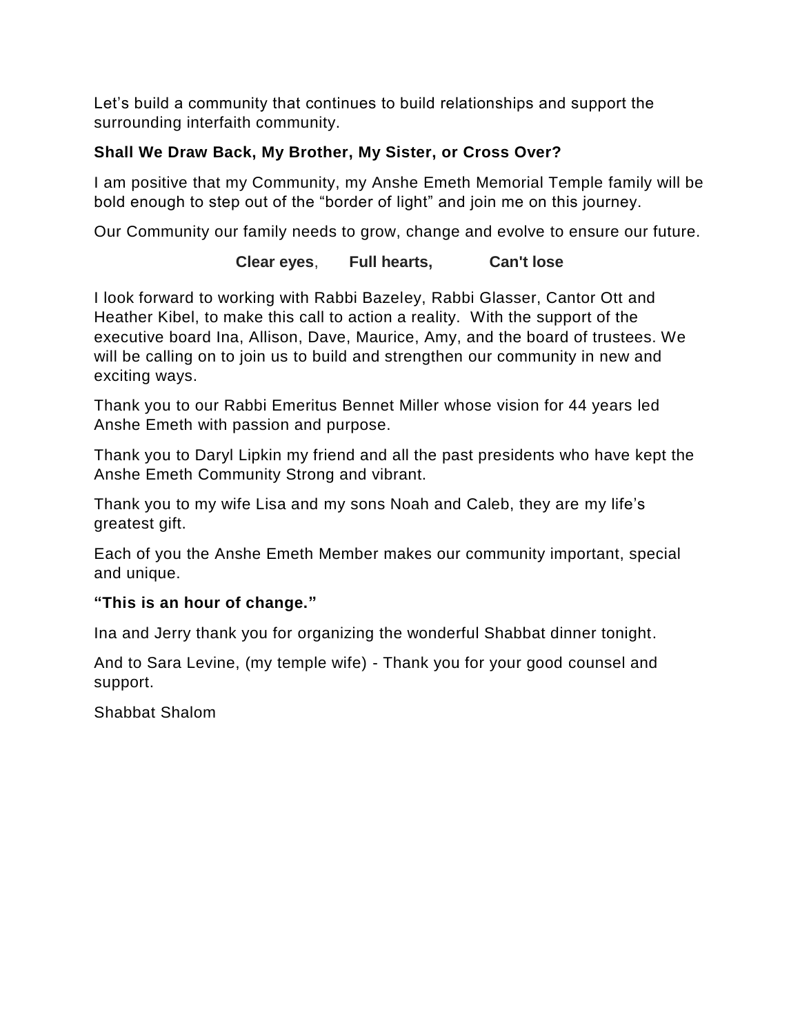Let's build a community that continues to build relationships and support the surrounding interfaith community.

**Shall We Draw Back, My Brother, My Sister, or Cross Over?**

I am positive that my Community, my Anshe Emeth Memorial Temple family will be bold enough to step out of the "border of light" and join me on this journey.

Our Community our family needs to grow, change and evolve to ensure our future.

**Clear eyes**, **Full hearts,** **Can't lose**

I look forward to working with Rabbi Bazeley, Rabbi Glasser, Cantor Ott and Heather Kibel, to make this call to action a reality. With the support of the executive board Ina, Allison, Dave, Maurice, Amy, and the board of trustees. We will be calling on to join us to build and strengthen our community in new and exciting ways.

Thank you to our Rabbi Emeritus Bennet Miller whose vision for 44 years led Anshe Emeth with passion and purpose.

Thank you to Daryl Lipkin my friend and all the past presidents who have kept the Anshe Emeth Community Strong and vibrant.

Thank you to my wife Lisa and my sons Noah and Caleb, they are my life's greatest gift.

Each of you the Anshe Emeth Member makes our community important, special and unique.

**"This is an hour of change."**

Ina and Jerry thank you for organizing the wonderful Shabbat dinner tonight.

And to Sara Levine, (my temple wife) - Thank you for your good counsel and support.

Shabbat Shalom